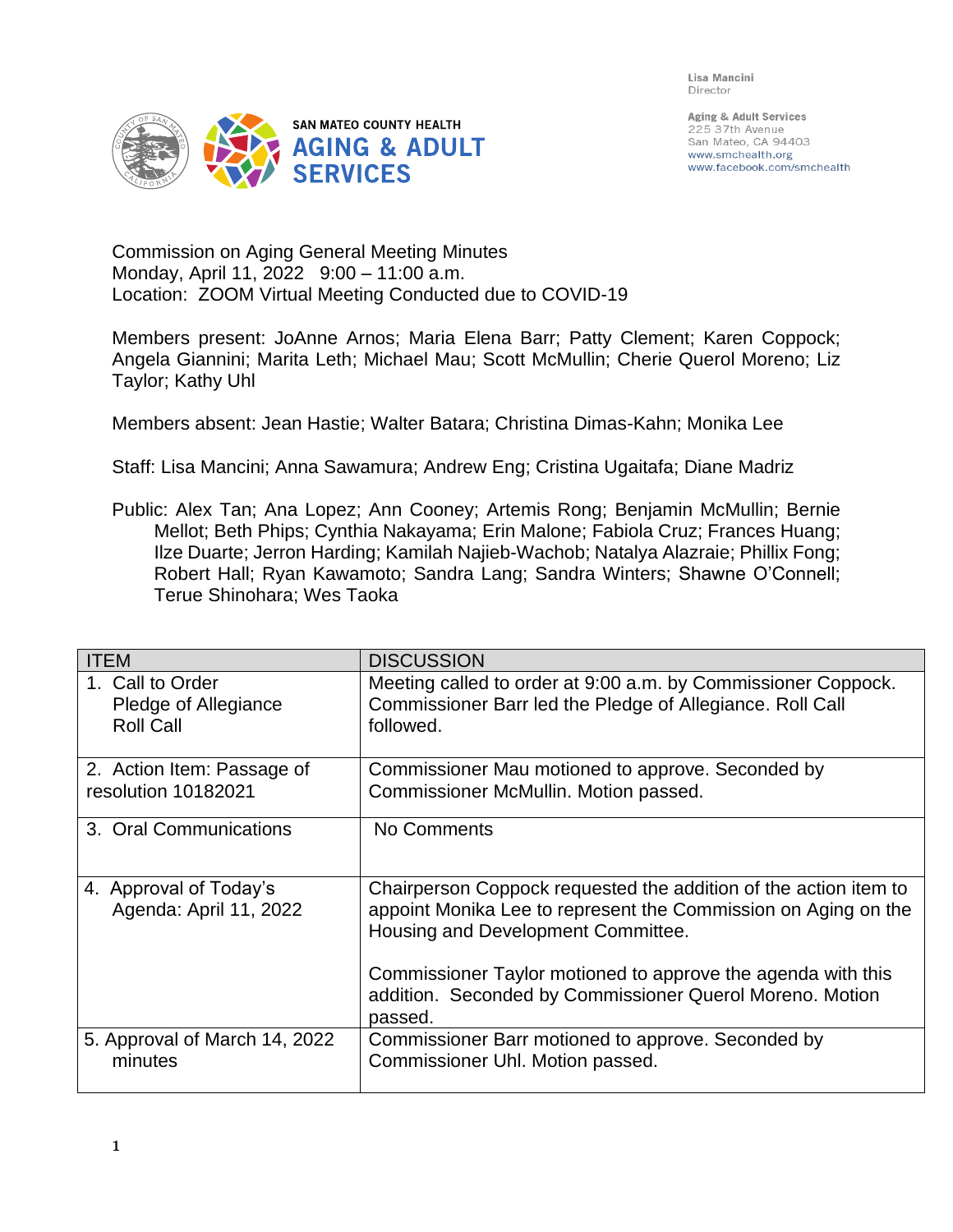Lisa Mancini
Director

Aging & Adult Services
225 37th Avenue
San Mateo, CA 94403
www.smchealth.org
www.facebook.com/smchealth

SAN MATEO COUNTY HEALTH
**AGING & ADULT SERVICES**

Commission on Aging General Meeting Minutes
Monday, April 11, 2022 9:00 – 11:00 a.m.
Location: ZOOM Virtual Meeting Conducted due to COVID-19

Members present: JoAnne Arnos; Maria Elena Barr; Patty Clement; Karen Coppock; Angela Giannini; Marita Leth; Michael Mau; Scott McMullin; Cherie Querol Moreno; Liz Taylor; Kathy Uhl

Members absent: Jean Hastie; Walter Batara; Christina Dimas-Kahn; Monika Lee

Staff: Lisa Mancini; Anna Sawamura; Andrew Eng; Cristina Ugaitafa; Diane Madriz

Public: Alex Tan; Ana Lopez; Ann Cooney; Artemis Rong; Benjamin McMullin; Bernie Mellot; Beth Phips; Cynthia Nakayama; Erin Malone; Fabiola Cruz; Frances Huang; Ilze Duarte; Jerron Harding; Kamilah Najieb-Wachob; Natalya Alazraie; Phillix Fong; Robert Hall; Ryan Kawamoto; Sandra Lang; Sandra Winters; Shawne O'Connell; Terue Shinohara; Wes Taoka

| ITEM | DISCUSSION |
|---|---|
| 1. Call to Order<br>Pledge of Allegiance<br>Roll Call | Meeting called to order at 9:00 a.m. by Commissioner Coppock. Commissioner Barr led the Pledge of Allegiance. Roll Call followed. |
| 2. Action Item: Passage of resolution 10182021 | Commissioner Mau motioned to approve. Seconded by Commissioner McMullin. Motion passed. |
| 3. Oral Communications | No Comments |
| 4. Approval of Today's Agenda: April 11, 2022 | Chairperson Coppock requested the addition of the action item to appoint Monika Lee to represent the Commission on Aging on the Housing and Development Committee.<br><br>Commissioner Taylor motioned to approve the agenda with this addition. Seconded by Commissioner Querol Moreno. Motion passed. |
| 5. Approval of March 14, 2022 minutes | Commissioner Barr motioned to approve. Seconded by Commissioner Uhl. Motion passed. |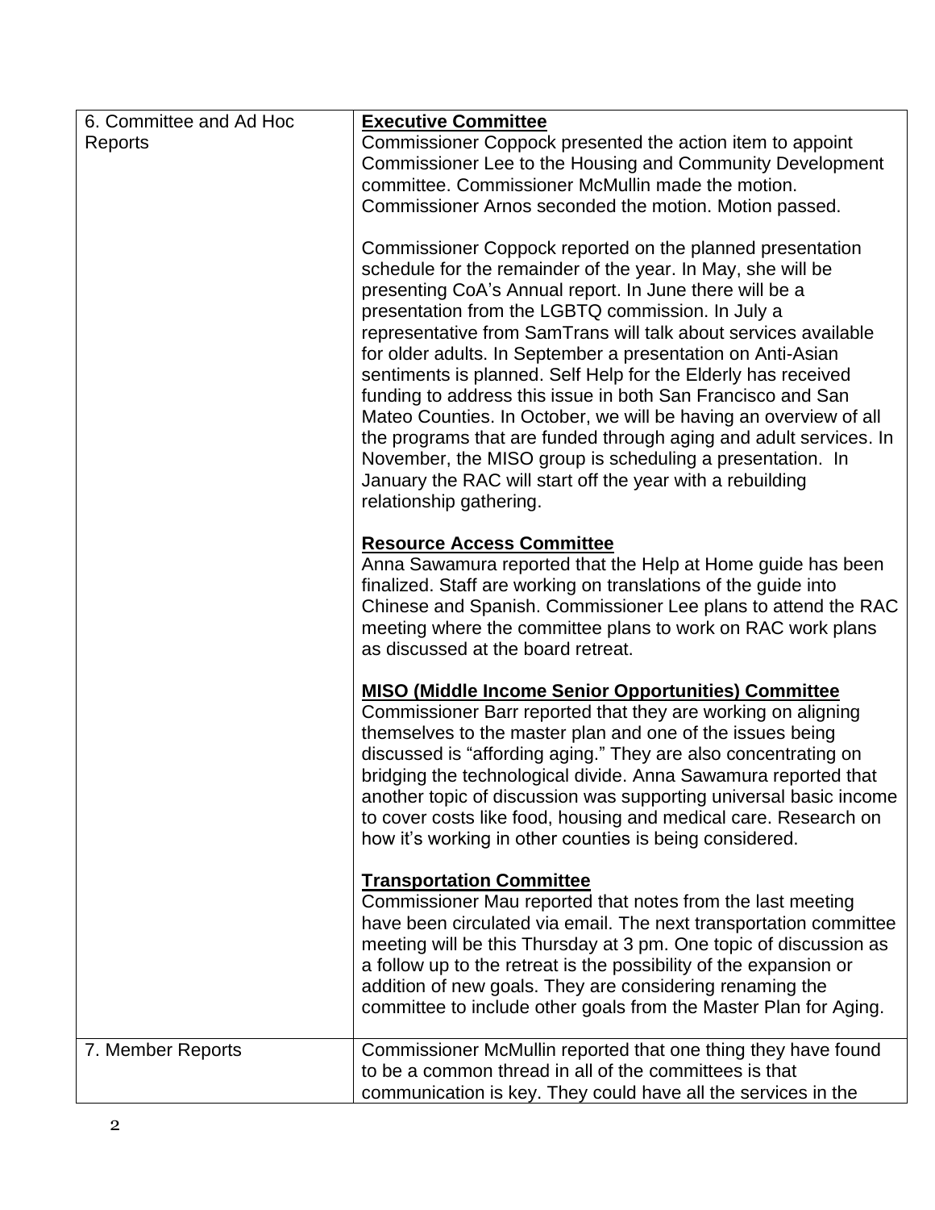| | |
|---|---|
| 6. Committee and Ad Hoc Reports | **Executive Committee**<br>Commissioner Coppock presented the action item to appoint Commissioner Lee to the Housing and Community Development committee. Commissioner McMullin made the motion. Commissioner Arnos seconded the motion. Motion passed.<br><br>Commissioner Coppock reported on the planned presentation schedule for the remainder of the year. In May, she will be presenting CoA's Annual report. In June there will be a presentation from the LGBTQ commission. In July a representative from SamTrans will talk about services available for older adults. In September a presentation on Anti-Asian sentiments is planned. Self Help for the Elderly has received funding to address this issue in both San Francisco and San Mateo Counties. In October, we will be having an overview of all the programs that are funded through aging and adult services. In November, the MISO group is scheduling a presentation. In January the RAC will start off the year with a rebuilding relationship gathering.<br><br>**Resource Access Committee**<br>Anna Sawamura reported that the Help at Home guide has been finalized. Staff are working on translations of the guide into Chinese and Spanish. Commissioner Lee plans to attend the RAC meeting where the committee plans to work on RAC work plans as discussed at the board retreat.<br><br>**MISO (Middle Income Senior Opportunities) Committee**<br>Commissioner Barr reported that they are working on aligning themselves to the master plan and one of the issues being discussed is "affording aging." They are also concentrating on bridging the technological divide. Anna Sawamura reported that another topic of discussion was supporting universal basic income to cover costs like food, housing and medical care. Research on how it's working in other counties is being considered.<br><br>**Transportation Committee**<br>Commissioner Mau reported that notes from the last meeting have been circulated via email. The next transportation committee meeting will be this Thursday at 3 pm. One topic of discussion as a follow up to the retreat is the possibility of the expansion or addition of new goals. They are considering renaming the committee to include other goals from the Master Plan for Aging. |
| 7. Member Reports | Commissioner McMullin reported that one thing they have found to be a common thread in all of the committees is that communication is key. They could have all the services in the |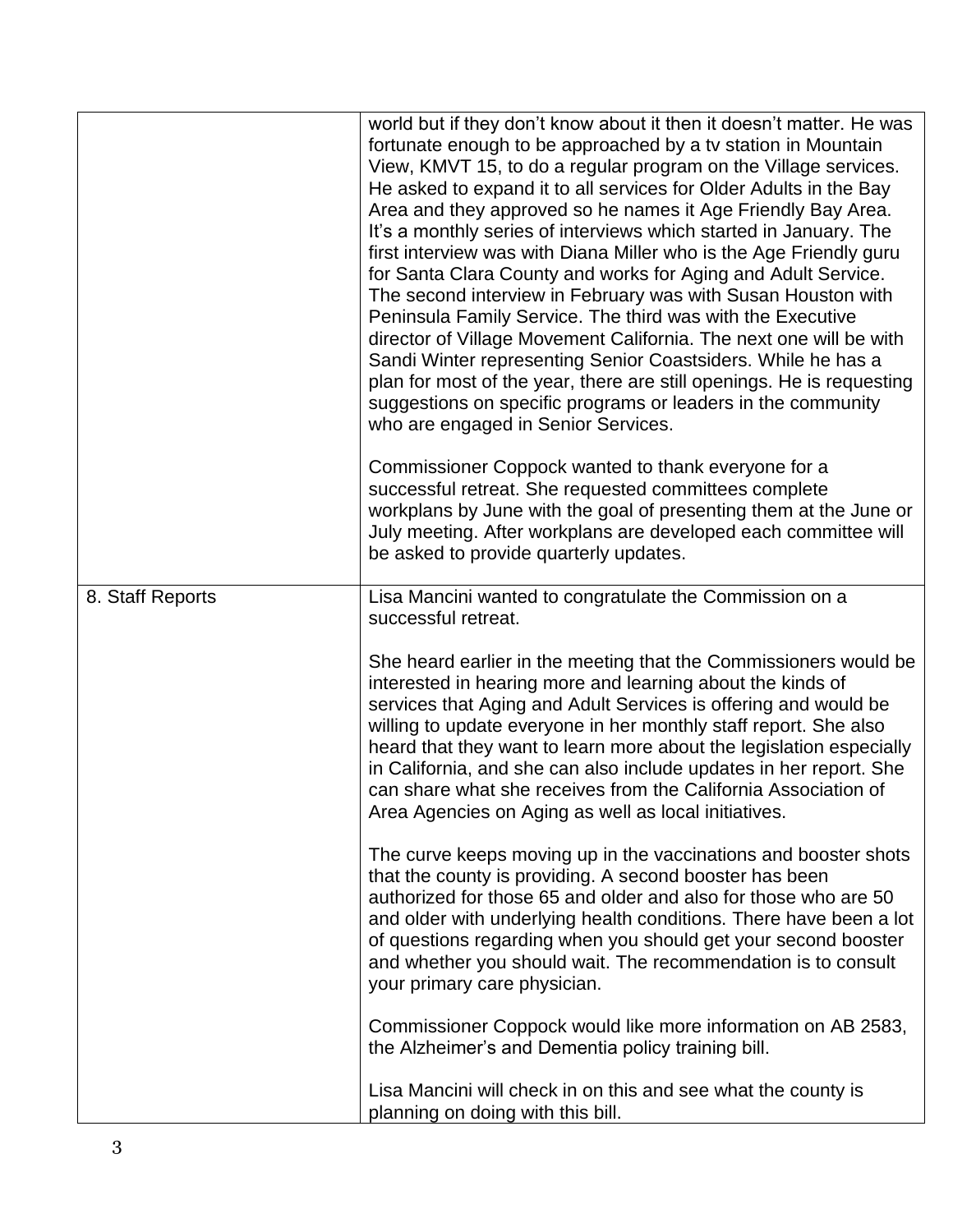| | |
|---|---|
| | world but if they don't know about it then it doesn't matter. He was fortunate enough to be approached by a tv station in Mountain View, KMVT 15, to do a regular program on the Village services. He asked to expand it to all services for Older Adults in the Bay Area and they approved so he names it Age Friendly Bay Area. It's a monthly series of interviews which started in January. The first interview was with Diana Miller who is the Age Friendly guru for Santa Clara County and works for Aging and Adult Service. The second interview in February was with Susan Houston with Peninsula Family Service. The third was with the Executive director of Village Movement California. The next one will be with Sandi Winter representing Senior Coastsiders. While he has a plan for most of the year, there are still openings. He is requesting suggestions on specific programs or leaders in the community who are engaged in Senior Services.<br><br>Commissioner Coppock wanted to thank everyone for a successful retreat. She requested committees complete workplans by June with the goal of presenting them at the June or July meeting. After workplans are developed each committee will be asked to provide quarterly updates. |
| 8. Staff Reports | Lisa Mancini wanted to congratulate the Commission on a successful retreat.<br><br>She heard earlier in the meeting that the Commissioners would be interested in hearing more and learning about the kinds of services that Aging and Adult Services is offering and would be willing to update everyone in her monthly staff report. She also heard that they want to learn more about the legislation especially in California, and she can also include updates in her report. She can share what she receives from the California Association of Area Agencies on Aging as well as local initiatives.<br><br>The curve keeps moving up in the vaccinations and booster shots that the county is providing. A second booster has been authorized for those 65 and older and also for those who are 50 and older with underlying health conditions. There have been a lot of questions regarding when you should get your second booster and whether you should wait. The recommendation is to consult your primary care physician.<br><br>Commissioner Coppock would like more information on AB 2583, the Alzheimer's and Dementia policy training bill.<br><br>Lisa Mancini will check in on this and see what the county is planning on doing with this bill. |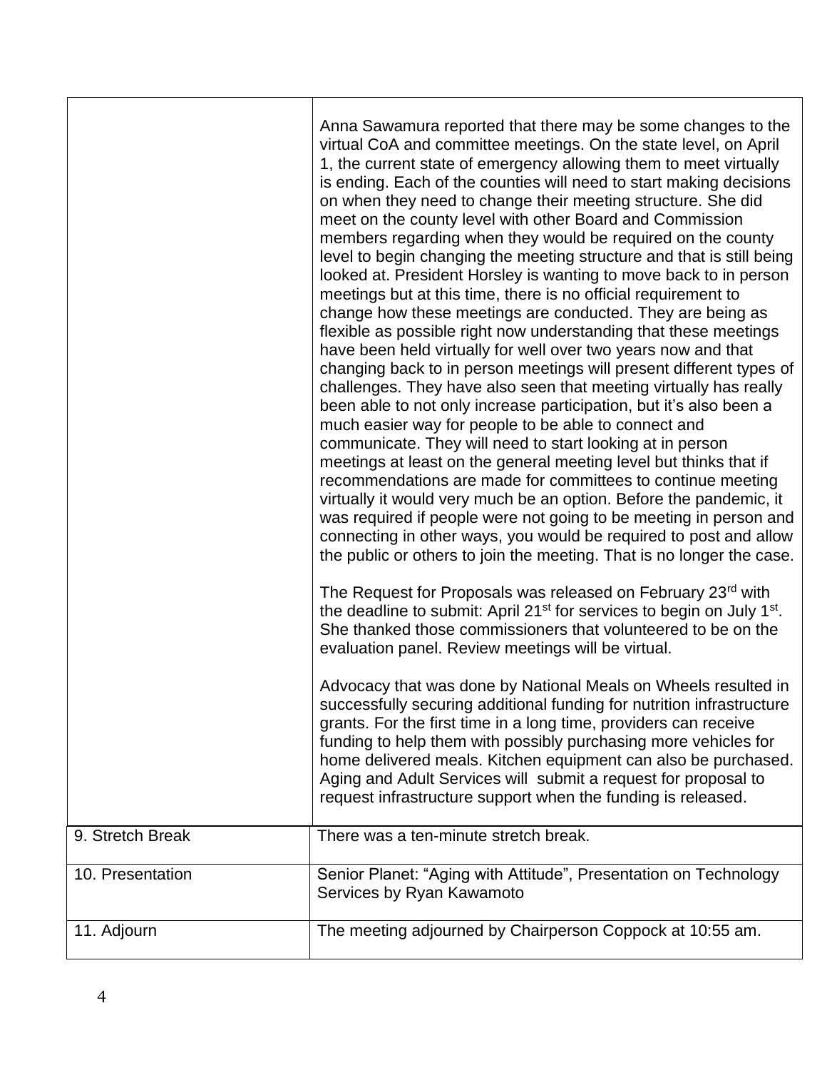| | |
|---|---|
| | Anna Sawamura reported that there may be some changes to the virtual CoA and committee meetings. On the state level, on April 1, the current state of emergency allowing them to meet virtually is ending. Each of the counties will need to start making decisions on when they need to change their meeting structure. She did meet on the county level with other Board and Commission members regarding when they would be required on the county level to begin changing the meeting structure and that is still being looked at. President Horsley is wanting to move back to in person meetings but at this time, there is no official requirement to change how these meetings are conducted. They are being as flexible as possible right now understanding that these meetings have been held virtually for well over two years now and that changing back to in person meetings will present different types of challenges. They have also seen that meeting virtually has really been able to not only increase participation, but it's also been a much easier way for people to be able to connect and communicate. They will need to start looking at in person meetings at least on the general meeting level but thinks that if recommendations are made for committees to continue meeting virtually it would very much be an option. Before the pandemic, it was required if people were not going to be meeting in person and connecting in other ways, you would be required to post and allow the public or others to join the meeting. That is no longer the case.<br><br>The Request for Proposals was released on February 23rd with the deadline to submit: April 21st for services to begin on July 1st. She thanked those commissioners that volunteered to be on the evaluation panel. Review meetings will be virtual.<br><br>Advocacy that was done by National Meals on Wheels resulted in successfully securing additional funding for nutrition infrastructure grants. For the first time in a long time, providers can receive funding to help them with possibly purchasing more vehicles for home delivered meals. Kitchen equipment can also be purchased. Aging and Adult Services will submit a request for proposal to request infrastructure support when the funding is released. |
| 9. Stretch Break | There was a ten-minute stretch break. |
| 10. Presentation | Senior Planet: "Aging with Attitude", Presentation on Technology Services by Ryan Kawamoto |
| 11. Adjourn | The meeting adjourned by Chairperson Coppock at 10:55 am. |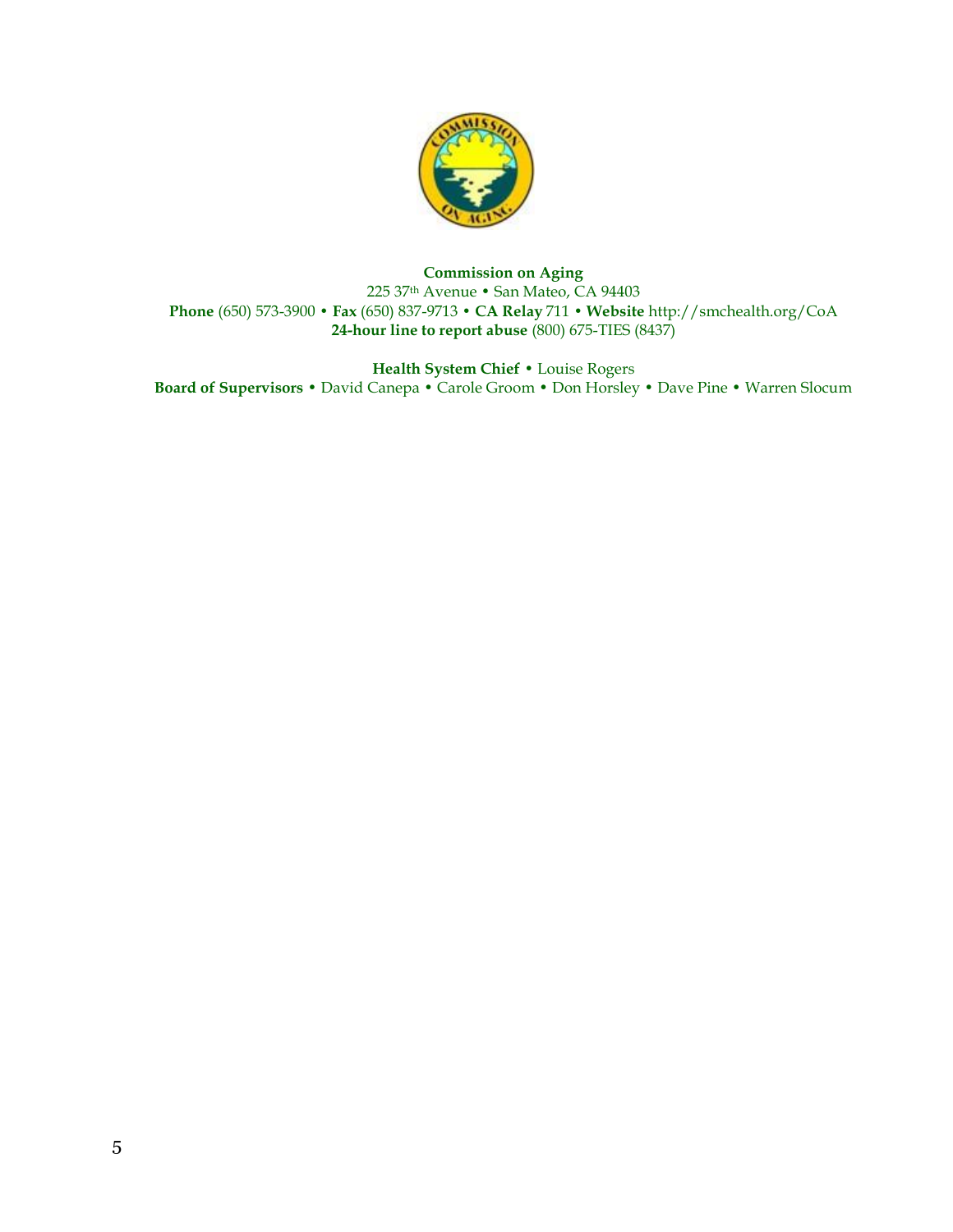**Commission on Aging**

225 37th Avenue • San Mateo, CA 94403

**Phone** (650) 573-3900 • **Fax** (650) 837-9713 • **CA Relay** 711 • **Website** http://smchealth.org/CoA

**24-hour line to report abuse** (800) 675-TIES (8437)

**Health System Chief** • Louise Rogers

**Board of Supervisors** • David Canepa • Carole Groom • Don Horsley • Dave Pine • Warren Slocum